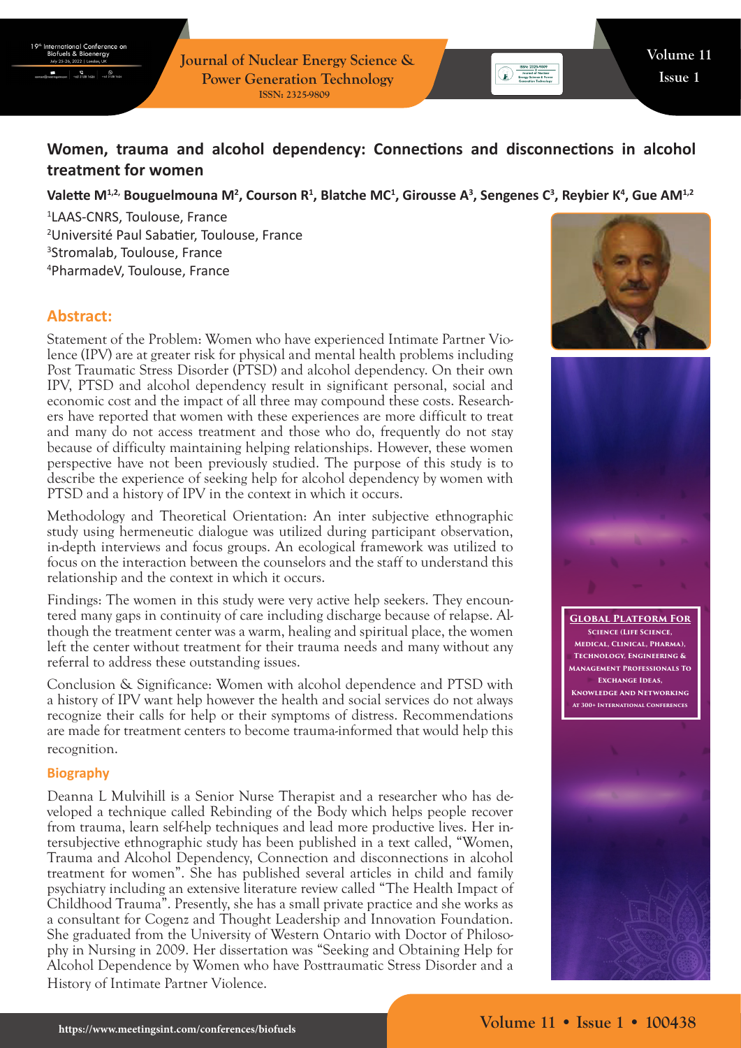# Women, trauma and alcohol dependency: Connections and disconnections in alcohol treatment for women

**Valette M[1,2], Bouguelmouna M[2], Courson R[1], Blatche MC[1], Girousse A[3], Sengenes C[3], Reybier K[4], Gue AM[1,2]**

[1]LAAS-CNRS, Toulouse, France
[2]Université Paul Sabatier, Toulouse, France
[3]Stromalab, Toulouse, France
[4]PharmadeV, Toulouse, France

## Abstract:

Statement of the Problem: Women who have experienced Intimate Partner Violence (IPV) are at greater risk for physical and mental health problems including Post Traumatic Stress Disorder (PTSD) and alcohol dependency. On their own IPV, PTSD and alcohol dependency result in significant personal, social and economic cost and the impact of all three may compound these costs. Researchers have reported that women with these experiences are more difficult to treat and many do not access treatment and those who do, frequently do not stay because of difficulty maintaining helping relationships. However, these women perspective have not been previously studied. The purpose of this study is to describe the experience of seeking help for alcohol dependency by women with PTSD and a history of IPV in the context in which it occurs.

Methodology and Theoretical Orientation: An inter subjective ethnographic study using hermeneutic dialogue was utilized during participant observation, in-depth interviews and focus groups. An ecological framework was utilized to focus on the interaction between the counselors and the staff to understand this relationship and the context in which it occurs.

Findings: The women in this study were very active help seekers. They encountered many gaps in continuity of care including discharge because of relapse. Although the treatment center was a warm, healing and spiritual place, the women left the center without treatment for their trauma needs and many without any referral to address these outstanding issues.

Conclusion & Significance: Women with alcohol dependence and PTSD with a history of IPV want help however the health and social services do not always recognize their calls for help or their symptoms of distress. Recommendations are made for treatment centers to become trauma-informed that would help this recognition.

### Biography

Deanna L Mulvihill is a Senior Nurse Therapist and a researcher who has developed a technique called Rebinding of the Body which helps people recover from trauma, learn self-help techniques and lead more productive lives. Her intersubjective ethnographic study has been published in a text called, "Women, Trauma and Alcohol Dependency, Connection and disconnections in alcohol treatment for women". She has published several articles in child and family psychiatry including an extensive literature review called "The Health Impact of Childhood Trauma". Presently, she has a small private practice and she works as a consultant for Cogenz and Thought Leadership and Innovation Foundation. She graduated from the University of Western Ontario with Doctor of Philosophy in Nursing in 2009. Her dissertation was "Seeking and Obtaining Help for Alcohol Dependence by Women who have Posttraumatic Stress Disorder and a History of Intimate Partner Violence.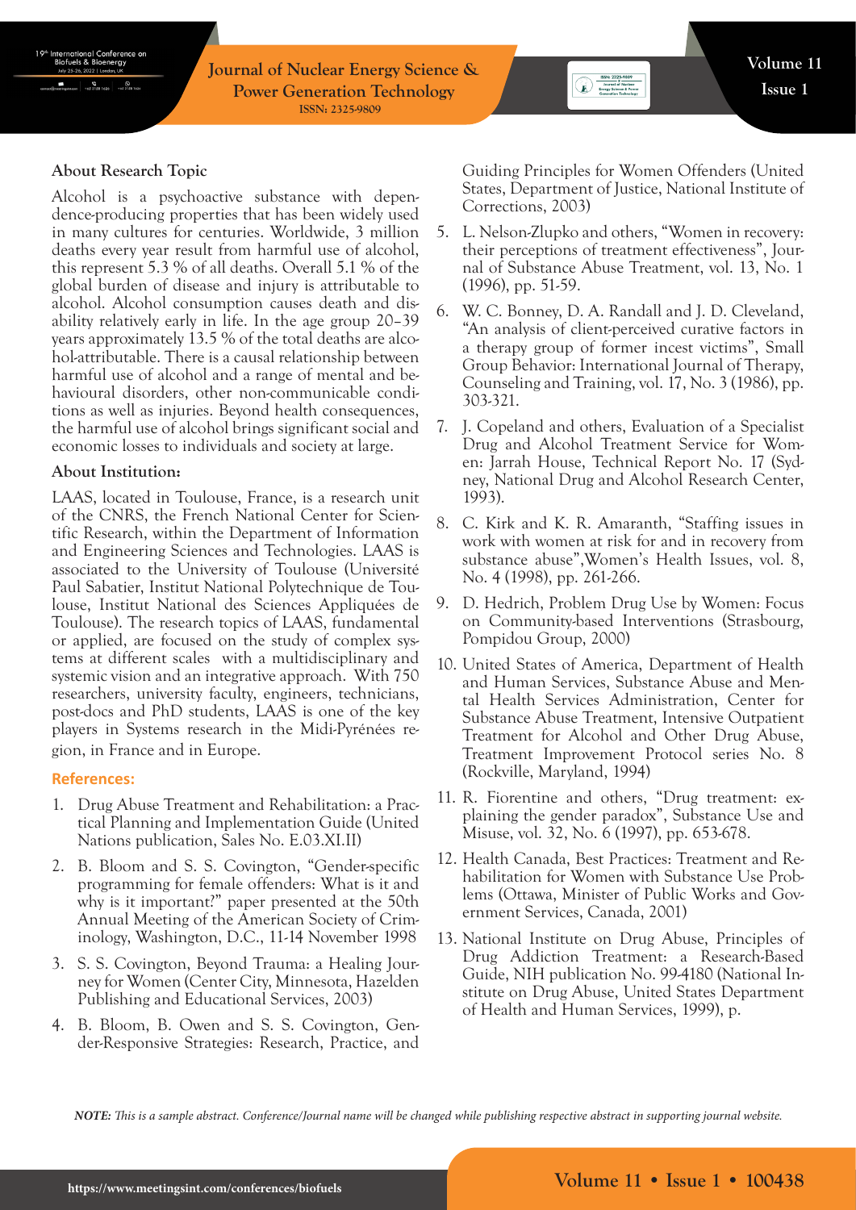### About Research Topic

Alcohol is a psychoactive substance with dependence-producing properties that has been widely used in many cultures for centuries. Worldwide, 3 million deaths every year result from harmful use of alcohol, this represent 5.3 % of all deaths. Overall 5.1 % of the global burden of disease and injury is attributable to alcohol. Alcohol consumption causes death and disability relatively early in life. In the age group 20–39 years approximately 13.5 % of the total deaths are alcohol-attributable. There is a causal relationship between harmful use of alcohol and a range of mental and behavioural disorders, other non-communicable conditions as well as injuries. Beyond health consequences, the harmful use of alcohol brings significant social and economic losses to individuals and society at large.

### About Institution:

LAAS, located in Toulouse, France, is a research unit of the CNRS, the French National Center for Scientific Research, within the Department of Information and Engineering Sciences and Technologies. LAAS is associated to the University of Toulouse (Université Paul Sabatier, Institut National Polytechnique de Toulouse, Institut National des Sciences Appliquées de Toulouse). The research topics of LAAS, fundamental or applied, are focused on the study of complex systems at different scales with a multidisciplinary and systemic vision and an integrative approach. With 750 researchers, university faculty, engineers, technicians, post-docs and PhD students, LAAS is one of the key players in Systems research in the Midi-Pyrénées region, in France and in Europe.

### References:

1. Drug Abuse Treatment and Rehabilitation: a Practical Planning and Implementation Guide (United Nations publication, Sales No. E.03.XI.II)
2. B. Bloom and S. S. Covington, "Gender-specific programming for female offenders: What is it and why is it important?" paper presented at the 50th Annual Meeting of the American Society of Criminology, Washington, D.C., 11-14 November 1998
3. S. S. Covington, Beyond Trauma: a Healing Journey for Women (Center City, Minnesota, Hazelden Publishing and Educational Services, 2003)
4. B. Bloom, B. Owen and S. S. Covington, Gender-Responsive Strategies: Research, Practice, and Guiding Principles for Women Offenders (United States, Department of Justice, National Institute of Corrections, 2003)
5. L. Nelson-Zlupko and others, "Women in recovery: their perceptions of treatment effectiveness", Journal of Substance Abuse Treatment, vol. 13, No. 1 (1996), pp. 51-59.
6. W. C. Bonney, D. A. Randall and J. D. Cleveland, "An analysis of client-perceived curative factors in a therapy group of former incest victims", Small Group Behavior: International Journal of Therapy, Counseling and Training, vol. 17, No. 3 (1986), pp. 303-321.
7. J. Copeland and others, Evaluation of a Specialist Drug and Alcohol Treatment Service for Women: Jarrah House, Technical Report No. 17 (Sydney, National Drug and Alcohol Research Center, 1993).
8. C. Kirk and K. R. Amaranth, "Staffing issues in work with women at risk for and in recovery from substance abuse",Women's Health Issues, vol. 8, No. 4 (1998), pp. 261-266.
9. D. Hedrich, Problem Drug Use by Women: Focus on Community-based Interventions (Strasbourg, Pompidou Group, 2000)
10. United States of America, Department of Health and Human Services, Substance Abuse and Mental Health Services Administration, Center for Substance Abuse Treatment, Intensive Outpatient Treatment for Alcohol and Other Drug Abuse, Treatment Improvement Protocol series No. 8 (Rockville, Maryland, 1994)
11. R. Fiorentine and others, "Drug treatment: explaining the gender paradox", Substance Use and Misuse, vol. 32, No. 6 (1997), pp. 653-678.
12. Health Canada, Best Practices: Treatment and Rehabilitation for Women with Substance Use Problems (Ottawa, Minister of Public Works and Government Services, Canada, 2001)
13. National Institute on Drug Abuse, Principles of Drug Addiction Treatment: a Research-Based Guide, NIH publication No. 99-4180 (National Institute on Drug Abuse, United States Department of Health and Human Services, 1999), p.

*NOTE: This is a sample abstract. Conference/Journal name will be changed while publishing respective abstract in supporting journal website.*